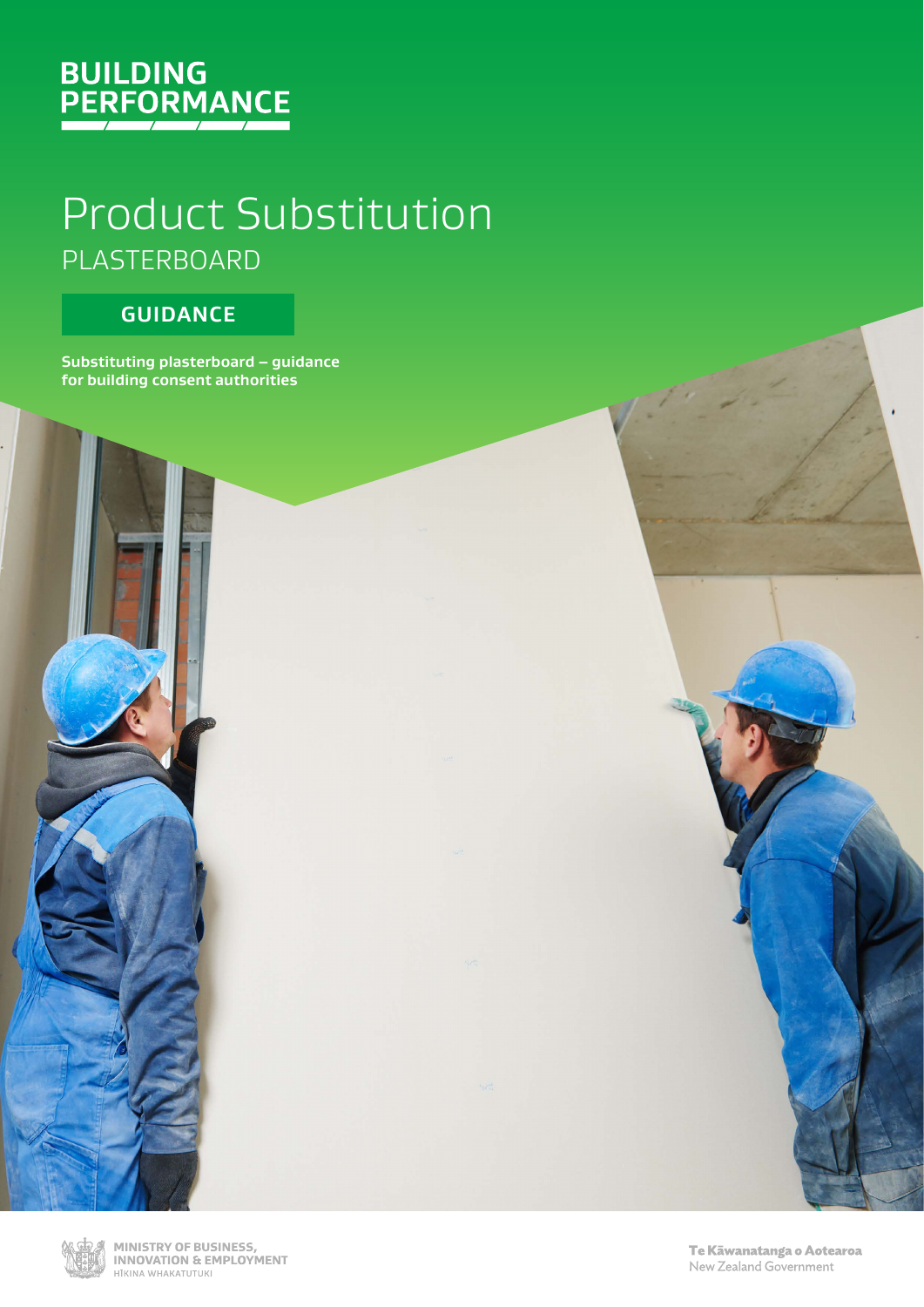BUILDING PERFORMANCE

# Product Substitution

## PLASTERBOARD

**GUIDANCE**

**Substituting plasterboard – guidance for building consent authorities**

MINISTRY OF BUSINESS, INNOVATION & EMPLOYMENT
HĪKINA WHAKATUTUKI

Te Kāwanatanga o Aotearoa
New Zealand Government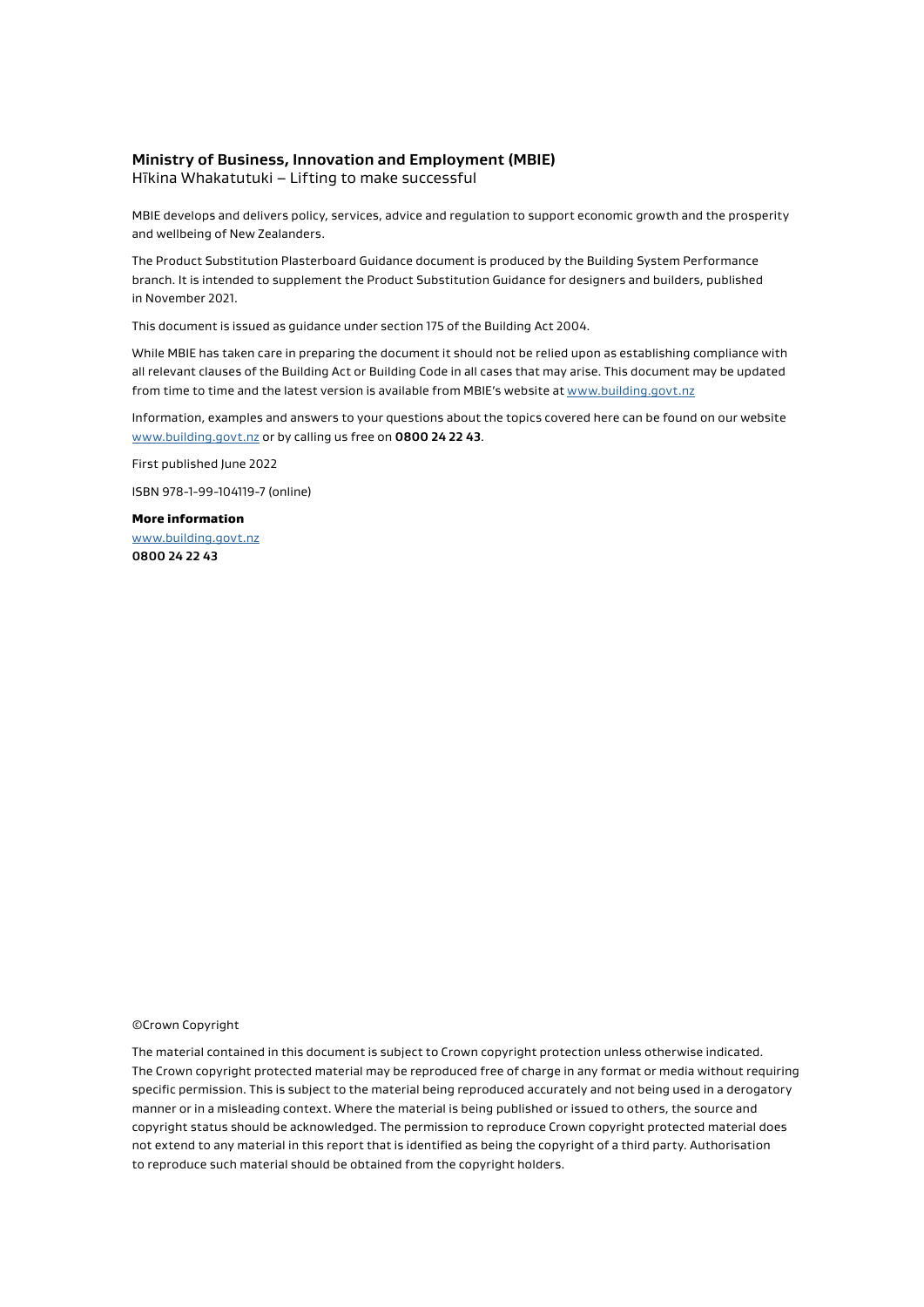**Ministry of Business, Innovation and Employment (MBIE)**
Hīkina Whakatutuki – Lifting to make successful

MBIE develops and delivers policy, services, advice and regulation to support economic growth and the prosperity and wellbeing of New Zealanders.

The Product Substitution Plasterboard Guidance document is produced by the Building System Performance branch. It is intended to supplement the Product Substitution Guidance for designers and builders, published in November 2021.

This document is issued as guidance under section 175 of the Building Act 2004.

While MBIE has taken care in preparing the document it should not be relied upon as establishing compliance with all relevant clauses of the Building Act or Building Code in all cases that may arise. This document may be updated from time to time and the latest version is available from MBIE's website at [www.building.govt.nz](http://www.building.govt.nz)

Information, examples and answers to your questions about the topics covered here can be found on our website [www.building.govt.nz](http://www.building.govt.nz) or by calling us free on **0800 24 22 43**.

First published June 2022

ISBN 978-1-99-104119-7 (online)

**More information**
[www.building.govt.nz](http://www.building.govt.nz)
**0800 24 22 43**

©Crown Copyright

The material contained in this document is subject to Crown copyright protection unless otherwise indicated. The Crown copyright protected material may be reproduced free of charge in any format or media without requiring specific permission. This is subject to the material being reproduced accurately and not being used in a derogatory manner or in a misleading context. Where the material is being published or issued to others, the source and copyright status should be acknowledged. The permission to reproduce Crown copyright protected material does not extend to any material in this report that is identified as being the copyright of a third party. Authorisation to reproduce such material should be obtained from the copyright holders.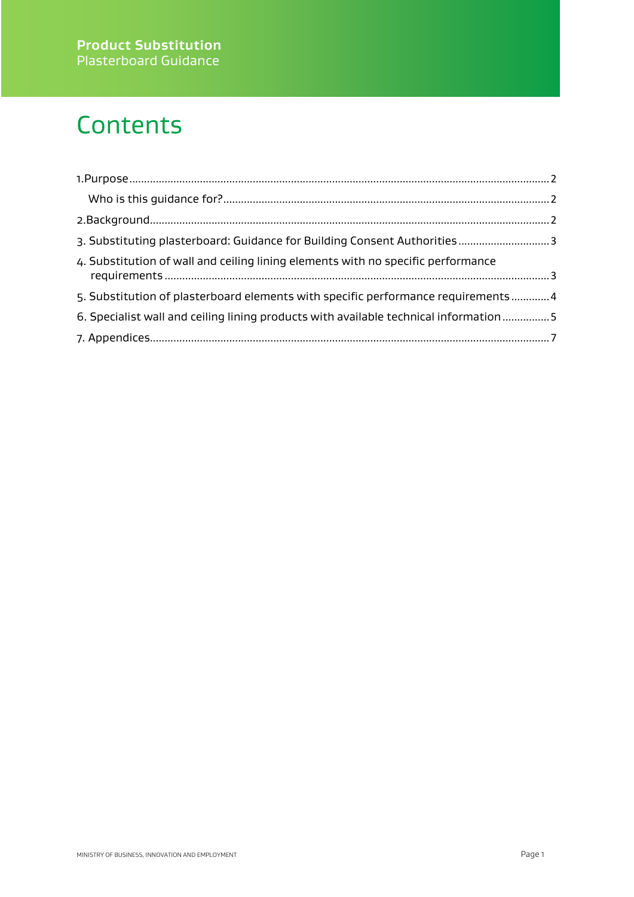# Contents

1.Purpose.....2

Who is this guidance for?.....2

2.Background.....2

3. Substituting plasterboard: Guidance for Building Consent Authorities.....3

4. Substitution of wall and ceiling lining elements with no specific performance requirements.....3

5. Substitution of plasterboard elements with specific performance requirements.....4

6. Specialist wall and ceiling lining products with available technical information.....5

7. Appendices.....7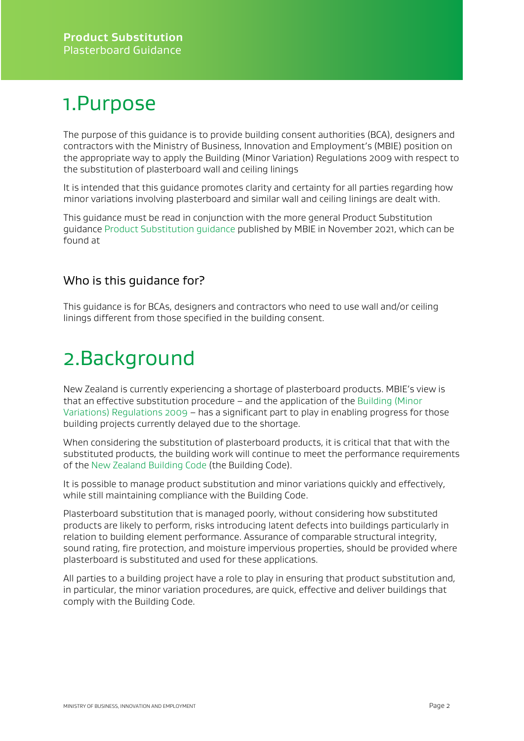# 1.Purpose

The purpose of this guidance is to provide building consent authorities (BCA), designers and contractors with the Ministry of Business, Innovation and Employment's (MBIE) position on the appropriate way to apply the Building (Minor Variation) Regulations 2009 with respect to the substitution of plasterboard wall and ceiling linings

It is intended that this guidance promotes clarity and certainty for all parties regarding how minor variations involving plasterboard and similar wall and ceiling linings are dealt with.

This guidance must be read in conjunction with the more general Product Substitution guidance Product Substitution guidance published by MBIE in November 2021, which can be found at

## Who is this guidance for?

This guidance is for BCAs, designers and contractors who need to use wall and/or ceiling linings different from those specified in the building consent.

# 2.Background

New Zealand is currently experiencing a shortage of plasterboard products. MBIE's view is that an effective substitution procedure – and the application of the Building (Minor Variations) Regulations 2009 – has a significant part to play in enabling progress for those building projects currently delayed due to the shortage.

When considering the substitution of plasterboard products, it is critical that that with the substituted products, the building work will continue to meet the performance requirements of the New Zealand Building Code (the Building Code).

It is possible to manage product substitution and minor variations quickly and effectively, while still maintaining compliance with the Building Code.

Plasterboard substitution that is managed poorly, without considering how substituted products are likely to perform, risks introducing latent defects into buildings particularly in relation to building element performance. Assurance of comparable structural integrity, sound rating, fire protection, and moisture impervious properties, should be provided where plasterboard is substituted and used for these applications.

All parties to a building project have a role to play in ensuring that product substitution and, in particular, the minor variation procedures, are quick, effective and deliver buildings that comply with the Building Code.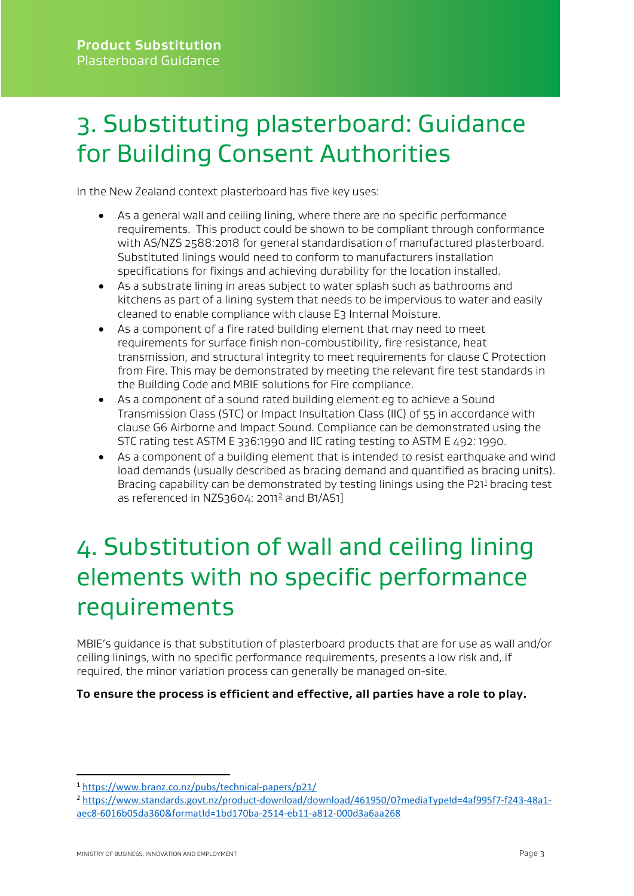# 3. Substituting plasterboard: Guidance for Building Consent Authorities

In the New Zealand context plasterboard has five key uses:

- As a general wall and ceiling lining, where there are no specific performance requirements. This product could be shown to be compliant through conformance with AS/NZS 2588:2018 for general standardisation of manufactured plasterboard. Substituted linings would need to conform to manufacturers installation specifications for fixings and achieving durability for the location installed.
- As a substrate lining in areas subject to water splash such as bathrooms and kitchens as part of a lining system that needs to be impervious to water and easily cleaned to enable compliance with clause E3 Internal Moisture.
- As a component of a fire rated building element that may need to meet requirements for surface finish non-combustibility, fire resistance, heat transmission, and structural integrity to meet requirements for clause C Protection from Fire. This may be demonstrated by meeting the relevant fire test standards in the Building Code and MBIE solutions for Fire compliance.
- As a component of a sound rated building element eg to achieve a Sound Transmission Class (STC) or Impact Insultation Class (IIC) of 55 in accordance with clause G6 Airborne and Impact Sound. Compliance can be demonstrated using the STC rating test ASTM E 336:1990 and IIC rating testing to ASTM E 492: 1990.
- As a component of a building element that is intended to resist earthquake and wind load demands (usually described as bracing demand and quantified as bracing units). Bracing capability can be demonstrated by testing linings using the P21[1] bracing test as referenced in NZS3604: 2011[2] and B1/AS1]

# 4. Substitution of wall and ceiling lining elements with no specific performance requirements

MBIE's guidance is that substitution of plasterboard products that are for use as wall and/or ceiling linings, with no specific performance requirements, presents a low risk and, if required, the minor variation process can generally be managed on-site.

**To ensure the process is efficient and effective, all parties have a role to play.**

---

[1] https://www.branz.co.nz/pubs/technical-papers/p21/

[2] https://www.standards.govt.nz/product-download/download/461950/0?mediaTypeId=4af995f7-f243-48a1-aec8-6016b05da360&formatId=1bd170ba-2514-eb11-a812-000d3a6aa268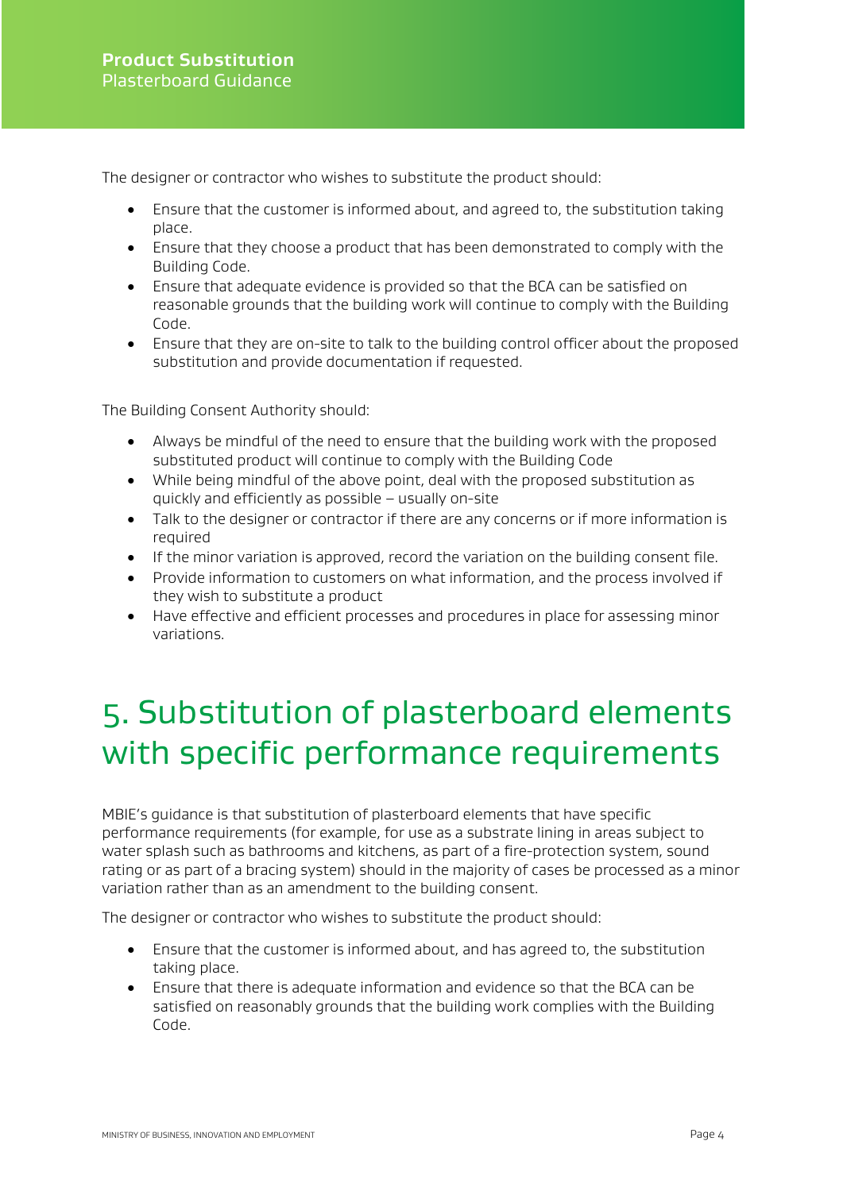The designer or contractor who wishes to substitute the product should:

- Ensure that the customer is informed about, and agreed to, the substitution taking place.
- Ensure that they choose a product that has been demonstrated to comply with the Building Code.
- Ensure that adequate evidence is provided so that the BCA can be satisfied on reasonable grounds that the building work will continue to comply with the Building Code.
- Ensure that they are on-site to talk to the building control officer about the proposed substitution and provide documentation if requested.

The Building Consent Authority should:

- Always be mindful of the need to ensure that the building work with the proposed substituted product will continue to comply with the Building Code
- While being mindful of the above point, deal with the proposed substitution as quickly and efficiently as possible – usually on-site
- Talk to the designer or contractor if there are any concerns or if more information is required
- If the minor variation is approved, record the variation on the building consent file.
- Provide information to customers on what information, and the process involved if they wish to substitute a product
- Have effective and efficient processes and procedures in place for assessing minor variations.

# 5. Substitution of plasterboard elements with specific performance requirements

MBIE's guidance is that substitution of plasterboard elements that have specific performance requirements (for example, for use as a substrate lining in areas subject to water splash such as bathrooms and kitchens, as part of a fire-protection system, sound rating or as part of a bracing system) should in the majority of cases be processed as a minor variation rather than as an amendment to the building consent.

The designer or contractor who wishes to substitute the product should:

- Ensure that the customer is informed about, and has agreed to, the substitution taking place.
- Ensure that there is adequate information and evidence so that the BCA can be satisfied on reasonably grounds that the building work complies with the Building Code.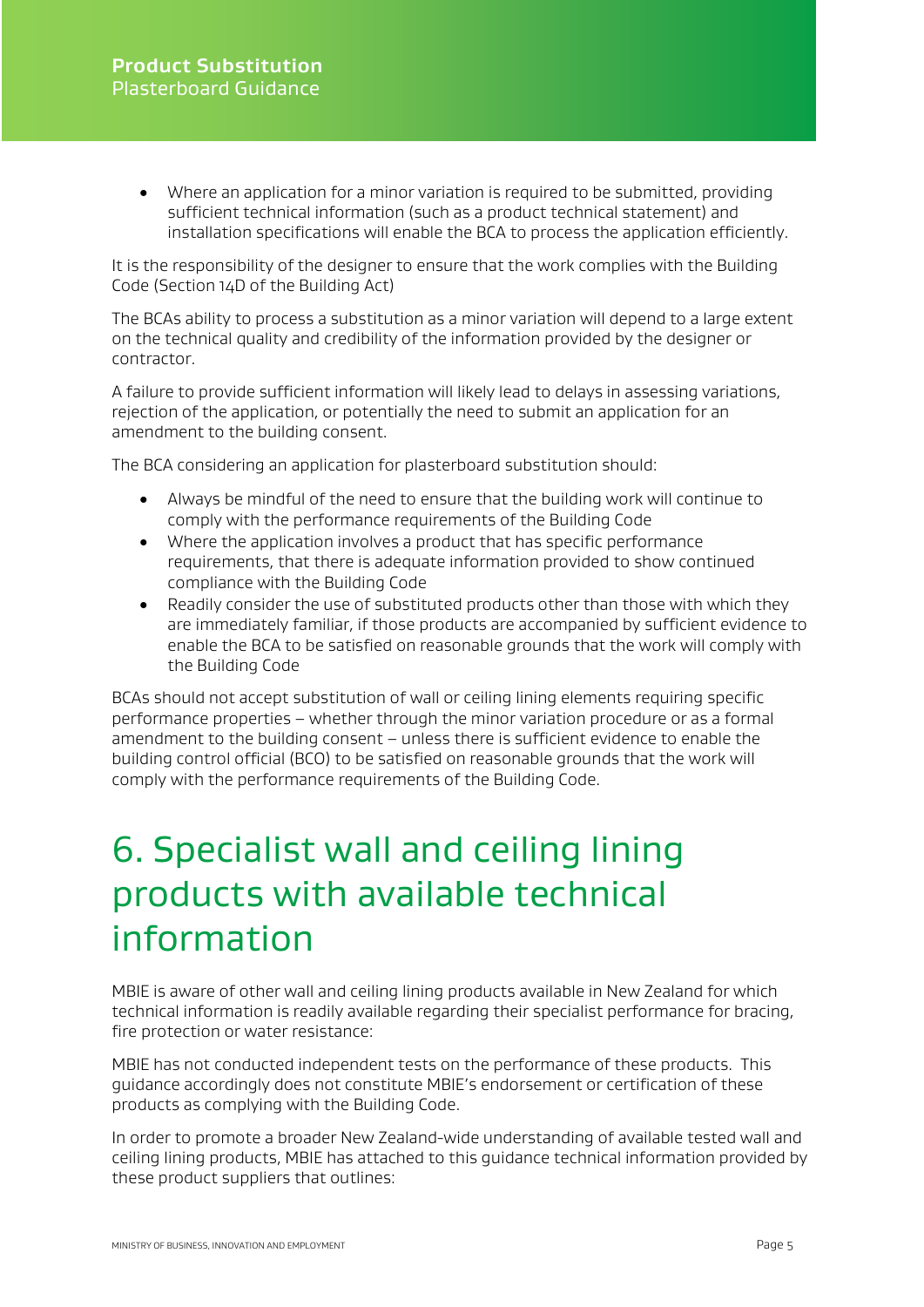- Where an application for a minor variation is required to be submitted, providing sufficient technical information (such as a product technical statement) and installation specifications will enable the BCA to process the application efficiently.

It is the responsibility of the designer to ensure that the work complies with the Building Code (Section 14D of the Building Act)

The BCAs ability to process a substitution as a minor variation will depend to a large extent on the technical quality and credibility of the information provided by the designer or contractor.

A failure to provide sufficient information will likely lead to delays in assessing variations, rejection of the application, or potentially the need to submit an application for an amendment to the building consent.

The BCA considering an application for plasterboard substitution should:

- Always be mindful of the need to ensure that the building work will continue to comply with the performance requirements of the Building Code
- Where the application involves a product that has specific performance requirements, that there is adequate information provided to show continued compliance with the Building Code
- Readily consider the use of substituted products other than those with which they are immediately familiar, if those products are accompanied by sufficient evidence to enable the BCA to be satisfied on reasonable grounds that the work will comply with the Building Code

BCAs should not accept substitution of wall or ceiling lining elements requiring specific performance properties – whether through the minor variation procedure or as a formal amendment to the building consent – unless there is sufficient evidence to enable the building control official (BCO) to be satisfied on reasonable grounds that the work will comply with the performance requirements of the Building Code.

# 6. Specialist wall and ceiling lining products with available technical information

MBIE is aware of other wall and ceiling lining products available in New Zealand for which technical information is readily available regarding their specialist performance for bracing, fire protection or water resistance:

MBIE has not conducted independent tests on the performance of these products. This guidance accordingly does not constitute MBIE's endorsement or certification of these products as complying with the Building Code.

In order to promote a broader New Zealand-wide understanding of available tested wall and ceiling lining products, MBIE has attached to this guidance technical information provided by these product suppliers that outlines: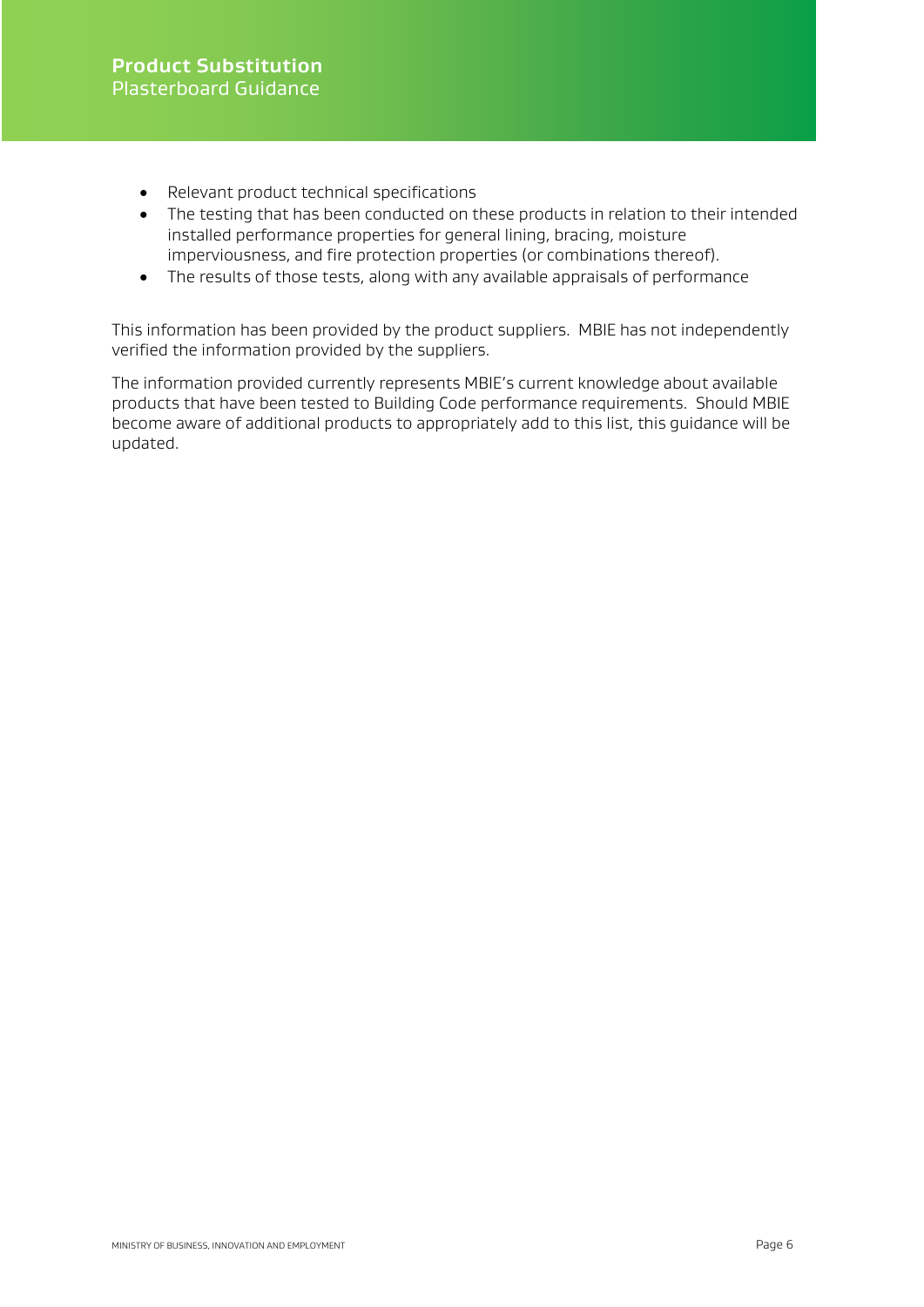- Relevant product technical specifications
- The testing that has been conducted on these products in relation to their intended installed performance properties for general lining, bracing, moisture imperviousness, and fire protection properties (or combinations thereof).
- The results of those tests, along with any available appraisals of performance

This information has been provided by the product suppliers. MBIE has not independently verified the information provided by the suppliers.

The information provided currently represents MBIE's current knowledge about available products that have been tested to Building Code performance requirements. Should MBIE become aware of additional products to appropriately add to this list, this guidance will be updated.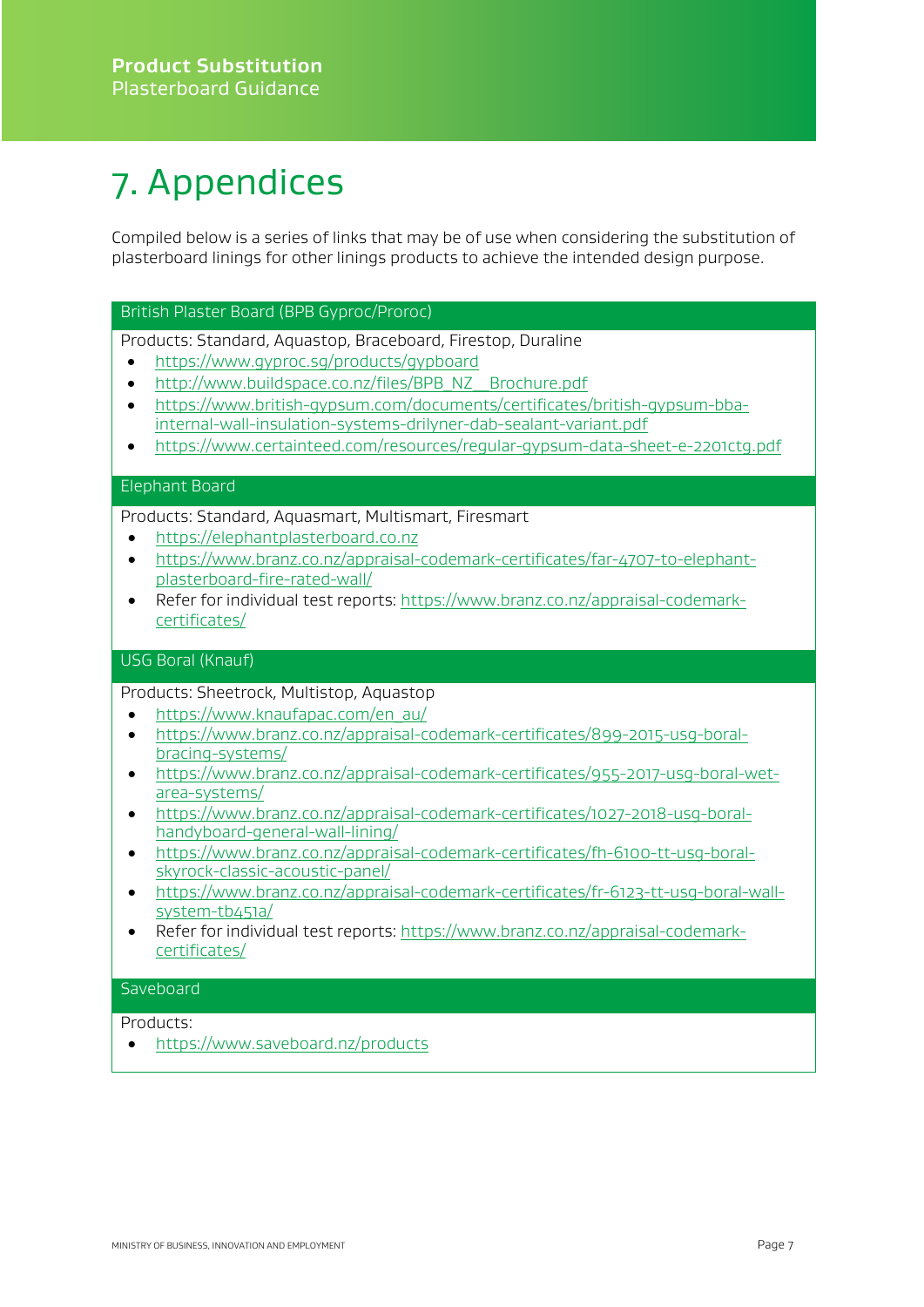# 7. Appendices

Compiled below is a series of links that may be of use when considering the substitution of plasterboard linings for other linings products to achieve the intended design purpose.

## British Plaster Board (BPB Gyproc/Proroc)

Products: Standard, Aquastop, Braceboard, Firestop, Duraline

- https://www.gyproc.sg/products/gypboard
- http://www.buildspace.co.nz/files/BPB_NZ__Brochure.pdf
- https://www.british-gypsum.com/documents/certificates/british-gypsum-bba-internal-wall-insulation-systems-drilyner-dab-sealant-variant.pdf
- https://www.certainteed.com/resources/regular-gypsum-data-sheet-e-2201ctg.pdf

## Elephant Board

Products: Standard, Aquasmart, Multismart, Firesmart

- https://elephantplasterboard.co.nz
- https://www.branz.co.nz/appraisal-codemark-certificates/far-4707-to-elephant-plasterboard-fire-rated-wall/
- Refer for individual test reports: https://www.branz.co.nz/appraisal-codemark-certificates/

## USG Boral (Knauf)

Products: Sheetrock, Multistop, Aquastop

- https://www.knaufapac.com/en_au/
- https://www.branz.co.nz/appraisal-codemark-certificates/899-2015-usg-boral-bracing-systems/
- https://www.branz.co.nz/appraisal-codemark-certificates/955-2017-usg-boral-wet-area-systems/
- https://www.branz.co.nz/appraisal-codemark-certificates/1027-2018-usg-boral-handyboard-general-wall-lining/
- https://www.branz.co.nz/appraisal-codemark-certificates/fh-6100-tt-usg-boral-skyrock-classic-acoustic-panel/
- https://www.branz.co.nz/appraisal-codemark-certificates/fr-6123-tt-usg-boral-wall-system-tb451a/
- Refer for individual test reports: https://www.branz.co.nz/appraisal-codemark-certificates/

## Saveboard

Products:

- https://www.saveboard.nz/products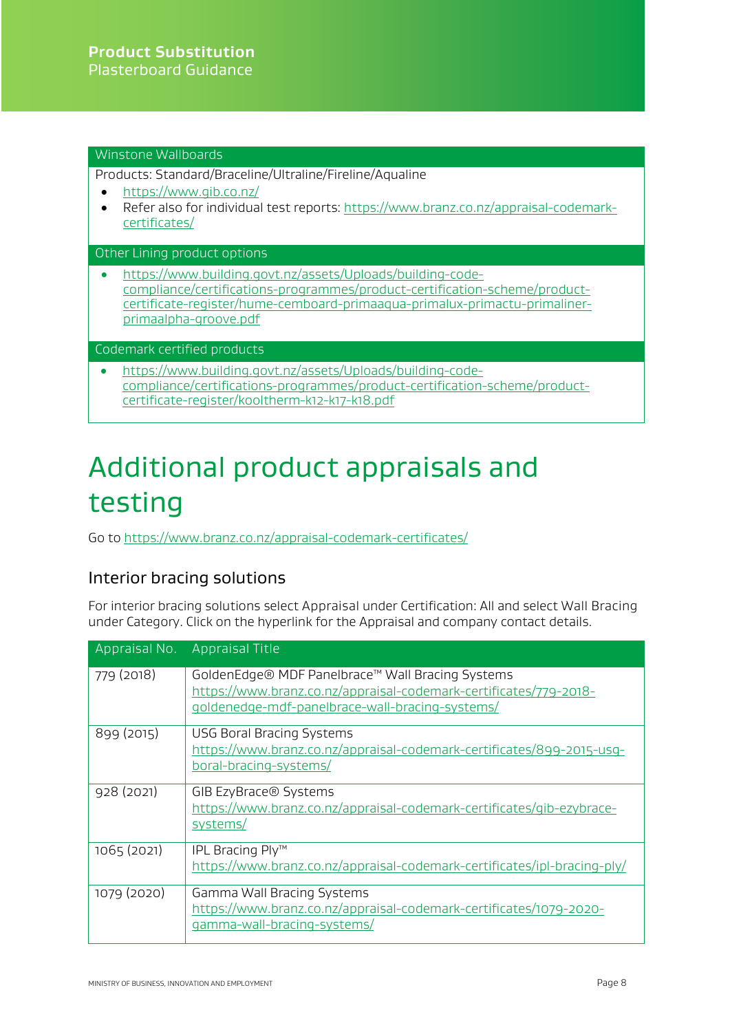| Winstone Wallboards |
| --- |
| Products: Standard/Braceline/Ultraline/Fireline/Aqualine<br>• https://www.gib.co.nz/<br>• Refer also for individual test reports: https://www.branz.co.nz/appraisal-codemark-certificates/ |
| **Other Lining product options** |
| • https://www.building.govt.nz/assets/Uploads/building-code-compliance/certifications-programmes/product-certification-scheme/product-certificate-register/hume-cemboard-primaaqua-primalux-primactu-primaliner-primaalpha-groove.pdf |
| **Codemark certified products** |
| • https://www.building.govt.nz/assets/Uploads/building-code-compliance/certifications-programmes/product-certification-scheme/product-certificate-register/kooltherm-k12-k17-k18.pdf |

# Additional product appraisals and testing

Go to https://www.branz.co.nz/appraisal-codemark-certificates/

## Interior bracing solutions

For interior bracing solutions select Appraisal under Certification: All and select Wall Bracing under Category. Click on the hyperlink for the Appraisal and company contact details.

| Appraisal No. | Appraisal Title |
| --- | --- |
| 779 (2018) | GoldenEdge® MDF Panelbrace™ Wall Bracing Systems<br>https://www.branz.co.nz/appraisal-codemark-certificates/779-2018-goldenedge-mdf-panelbrace-wall-bracing-systems/ |
| 899 (2015) | USG Boral Bracing Systems<br>https://www.branz.co.nz/appraisal-codemark-certificates/899-2015-usg-boral-bracing-systems/ |
| 928 (2021) | GIB EzyBrace® Systems<br>https://www.branz.co.nz/appraisal-codemark-certificates/gib-ezybrace-systems/ |
| 1065 (2021) | IPL Bracing Ply™<br>https://www.branz.co.nz/appraisal-codemark-certificates/ipl-bracing-ply/ |
| 1079 (2020) | Gamma Wall Bracing Systems<br>https://www.branz.co.nz/appraisal-codemark-certificates/1079-2020-gamma-wall-bracing-systems/ |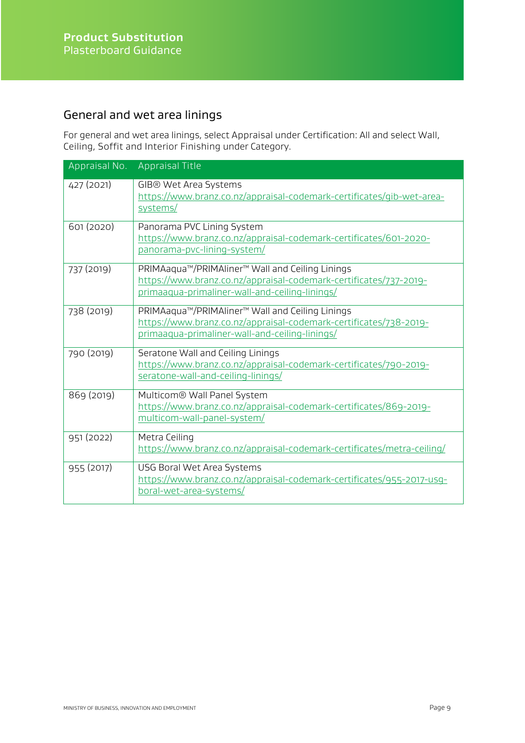## General and wet area linings

For general and wet area linings, select Appraisal under Certification: All and select Wall, Ceiling, Soffit and Interior Finishing under Category.

| Appraisal No. | Appraisal Title |
|---|---|
| 427 (2021) | GIB® Wet Area Systems https://www.branz.co.nz/appraisal-codemark-certificates/gib-wet-area-systems/ |
| 601 (2020) | Panorama PVC Lining System https://www.branz.co.nz/appraisal-codemark-certificates/601-2020-panorama-pvc-lining-system/ |
| 737 (2019) | PRIMAaqua™/PRIMAliner™ Wall and Ceiling Linings https://www.branz.co.nz/appraisal-codemark-certificates/737-2019-primaaqua-primaliner-wall-and-ceiling-linings/ |
| 738 (2019) | PRIMAaqua™/PRIMAliner™ Wall and Ceiling Linings https://www.branz.co.nz/appraisal-codemark-certificates/738-2019-primaaqua-primaliner-wall-and-ceiling-linings/ |
| 790 (2019) | Seratone Wall and Ceiling Linings https://www.branz.co.nz/appraisal-codemark-certificates/790-2019-seratone-wall-and-ceiling-linings/ |
| 869 (2019) | Multicom® Wall Panel System https://www.branz.co.nz/appraisal-codemark-certificates/869-2019-multicom-wall-panel-system/ |
| 951 (2022) | Metra Ceiling https://www.branz.co.nz/appraisal-codemark-certificates/metra-ceiling/ |
| 955 (2017) | USG Boral Wet Area Systems https://www.branz.co.nz/appraisal-codemark-certificates/955-2017-usg-boral-wet-area-systems/ |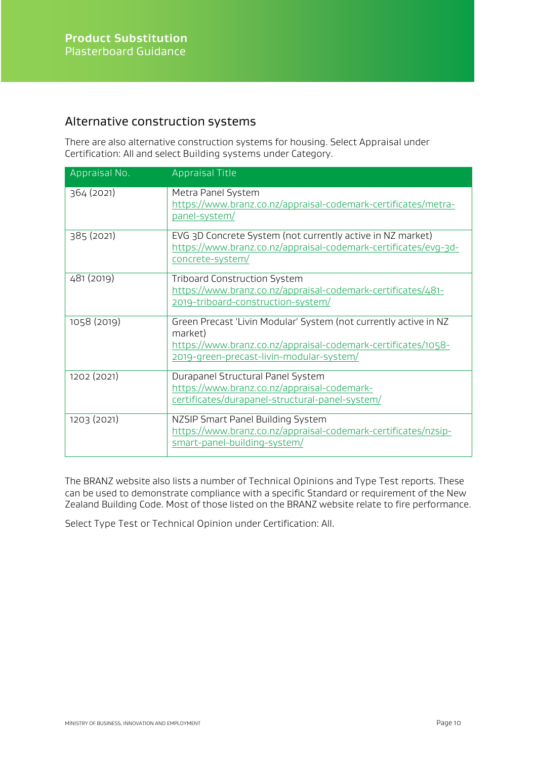## Alternative construction systems

There are also alternative construction systems for housing. Select Appraisal under Certification: All and select Building systems under Category.

| Appraisal No. | Appraisal Title |
|---|---|
| 364 (2021) | Metra Panel System https://www.branz.co.nz/appraisal-codemark-certificates/metra-panel-system/ |
| 385 (2021) | EVG 3D Concrete System (not currently active in NZ market) https://www.branz.co.nz/appraisal-codemark-certificates/evg-3d-concrete-system/ |
| 481 (2019) | Triboard Construction System https://www.branz.co.nz/appraisal-codemark-certificates/481-2019-triboard-construction-system/ |
| 1058 (2019) | Green Precast 'Livin Modular' System (not currently active in NZ market) https://www.branz.co.nz/appraisal-codemark-certificates/1058-2019-green-precast-livin-modular-system/ |
| 1202 (2021) | Durapanel Structural Panel System https://www.branz.co.nz/appraisal-codemark-certificates/durapanel-structural-panel-system/ |
| 1203 (2021) | NZSIP Smart Panel Building System https://www.branz.co.nz/appraisal-codemark-certificates/nzsip-smart-panel-building-system/ |

The BRANZ website also lists a number of Technical Opinions and Type Test reports. These can be used to demonstrate compliance with a specific Standard or requirement of the New Zealand Building Code. Most of those listed on the BRANZ website relate to fire performance.

Select Type Test or Technical Opinion under Certification: All.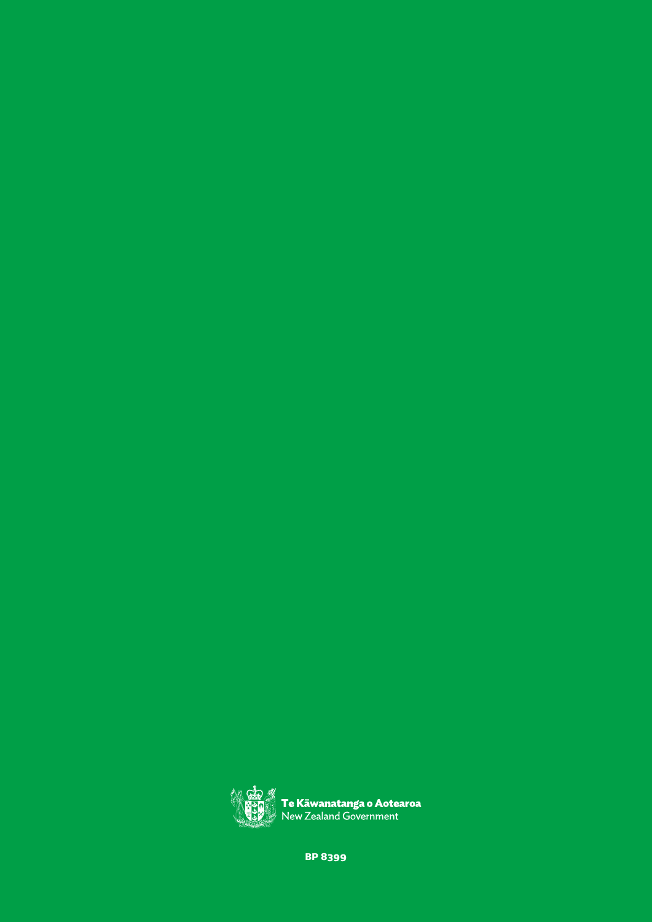Te Kāwanatanga o Aotearoa
New Zealand Government

**BP 8399**